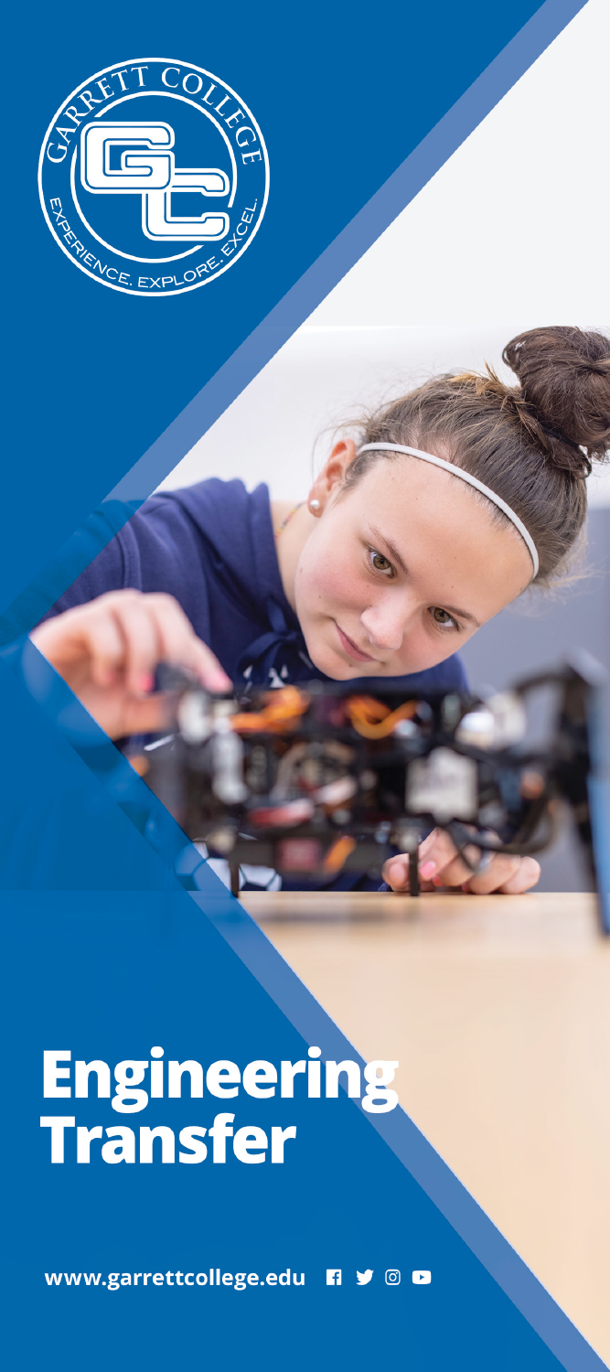# Engineering Transfer

www.garrettcollege.edu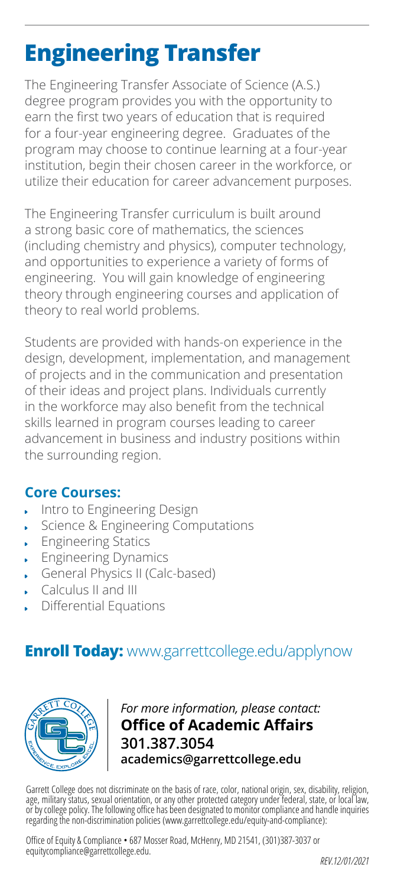# Engineering Transfer

The Engineering Transfer Associate of Science (A.S.) degree program provides you with the opportunity to earn the first two years of education that is required for a four-year engineering degree. Graduates of the program may choose to continue learning at a four-year institution, begin their chosen career in the workforce, or utilize their education for career advancement purposes.

The Engineering Transfer curriculum is built around a strong basic core of mathematics, the sciences (including chemistry and physics), computer technology, and opportunities to experience a variety of forms of engineering. You will gain knowledge of engineering theory through engineering courses and application of theory to real world problems.

Students are provided with hands-on experience in the design, development, implementation, and management of projects and in the communication and presentation of their ideas and project plans. Individuals currently in the workforce may also benefit from the technical skills learned in program courses leading to career advancement in business and industry positions within the surrounding region.

## Core Courses:

- Intro to Engineering Design
- Science & Engineering Computations
- Engineering Statics
- Engineering Dynamics
- General Physics II (Calc-based)
- Calculus II and III
- Differential Equations

## Enroll Today: www.garrettcollege.edu/applynow

*For more information, please contact:*
**Office of Academic Affairs**
**301.387.3054**
**academics@garrettcollege.edu**

Garrett College does not discriminate on the basis of race, color, national origin, sex, disability, religion, age, military status, sexual orientation, or any other protected category under federal, state, or local law, or by college policy. The following office has been designated to monitor compliance and handle inquiries regarding the non-discrimination policies (www.garrettcollege.edu/equity-and-compliance):

Office of Equity & Compliance • 687 Mosser Road, McHenry, MD 21541, (301)387-3037 or equitycompliance@garrettcollege.edu.

*REV.12/01/2021*